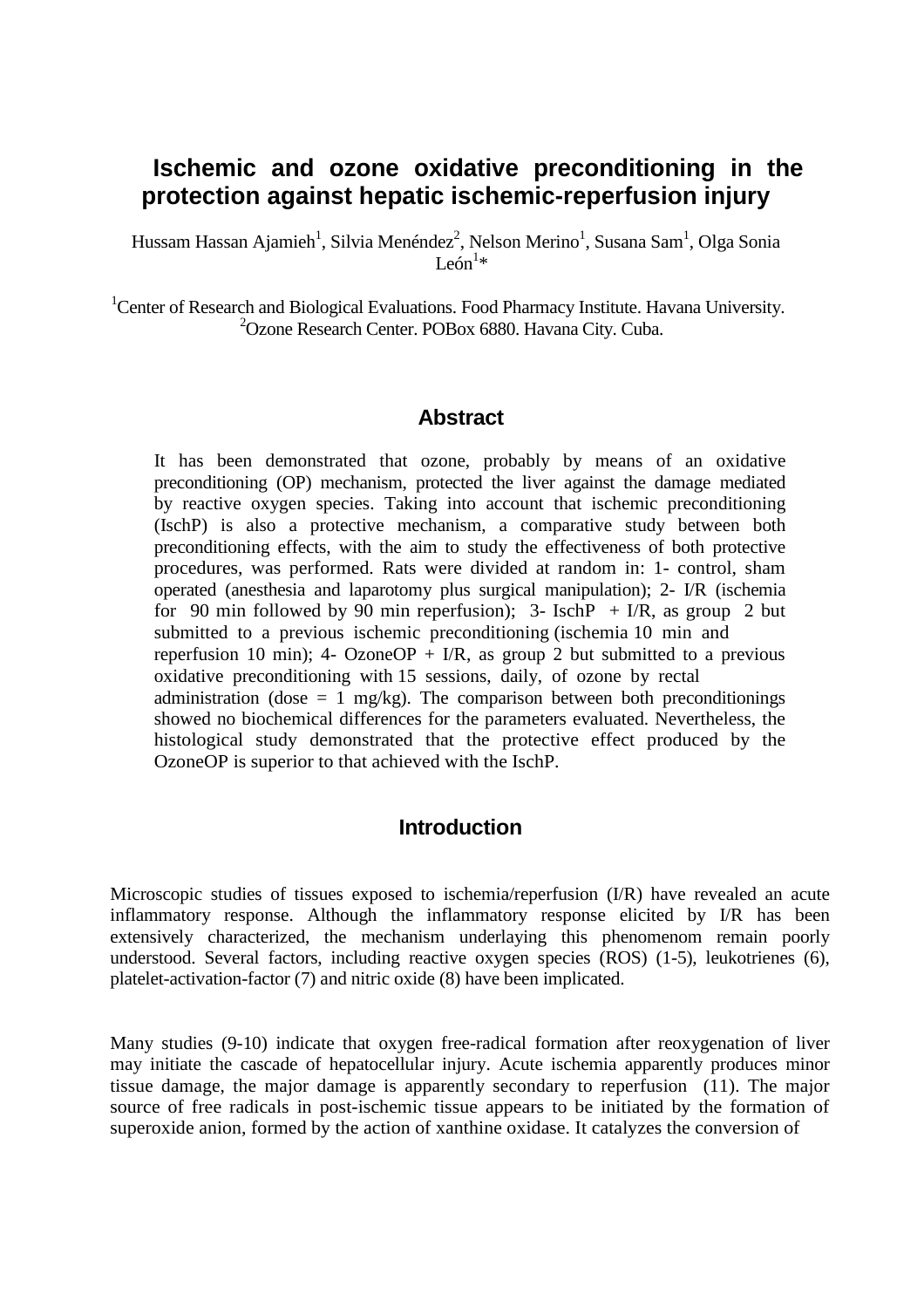# Ischemic and ozone oxidative preconditioning in the protection against hepatic ischemic-reperfusion injury

Hussam Hassan Ajamieh[1], Silvia Menéndez[2], Nelson Merino[1], Susana Sam[1], Olga Sonia León[1]*

[1]Center of Research and Biological Evaluations. Food Pharmacy Institute. Havana University.
[2]Ozone Research Center. POBox 6880. Havana City. Cuba.

## Abstract

It has been demonstrated that ozone, probably by means of an oxidative preconditioning (OP) mechanism, protected the liver against the damage mediated by reactive oxygen species. Taking into account that ischemic preconditioning (IschP) is also a protective mechanism, a comparative study between both preconditioning effects, with the aim to study the effectiveness of both protective procedures, was performed. Rats were divided at random in: 1- control, sham operated (anesthesia and laparotomy plus surgical manipulation); 2- I/R (ischemia for 90 min followed by 90 min reperfusion); 3- IschP + I/R, as group 2 but submitted to a previous ischemic preconditioning (ischemia 10 min and reperfusion 10 min); 4- OzoneOP + I/R, as group 2 but submitted to a previous oxidative preconditioning with 15 sessions, daily, of ozone by rectal administration (dose = 1 mg/kg). The comparison between both preconditionings showed no biochemical differences for the parameters evaluated. Nevertheless, the histological study demonstrated that the protective effect produced by the OzoneOP is superior to that achieved with the IschP.

## Introduction

Microscopic studies of tissues exposed to ischemia/reperfusion (I/R) have revealed an acute inflammatory response. Although the inflammatory response elicited by I/R has been extensively characterized, the mechanism underlaying this phenomenom remain poorly understood. Several factors, including reactive oxygen species (ROS) (1-5), leukotrienes (6), platelet-activation-factor (7) and nitric oxide (8) have been implicated.

Many studies (9-10) indicate that oxygen free-radical formation after reoxygenation of liver may initiate the cascade of hepatocellular injury. Acute ischemia apparently produces minor tissue damage, the major damage is apparently secondary to reperfusion (11). The major source of free radicals in post-ischemic tissue appears to be initiated by the formation of superoxide anion, formed by the action of xanthine oxidase. It catalyzes the conversion of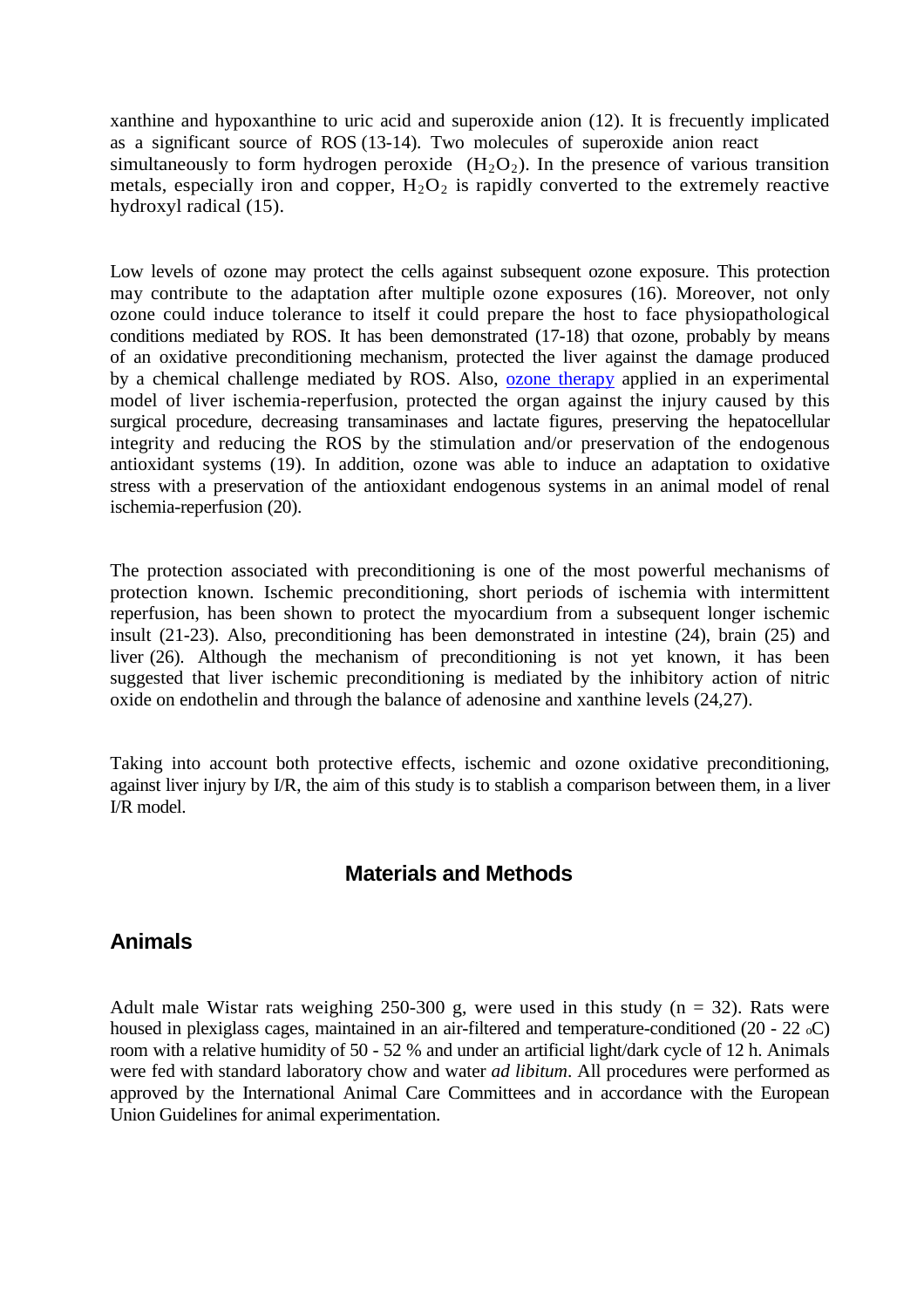xanthine and hypoxanthine to uric acid and superoxide anion (12). It is frecuently implicated as a significant source of ROS (13-14). Two molecules of superoxide anion react simultaneously to form hydrogen peroxide ($H_2O_2$). In the presence of various transition metals, especially iron and copper, $H_2O_2$ is rapidly converted to the extremely reactive hydroxyl radical (15).

Low levels of ozone may protect the cells against subsequent ozone exposure. This protection may contribute to the adaptation after multiple ozone exposures (16). Moreover, not only ozone could induce tolerance to itself it could prepare the host to face physiopathological conditions mediated by ROS. It has been demonstrated (17-18) that ozone, probably by means of an oxidative preconditioning mechanism, protected the liver against the damage produced by a chemical challenge mediated by ROS. Also, ozone therapy applied in an experimental model of liver ischemia-reperfusion, protected the organ against the injury caused by this surgical procedure, decreasing transaminases and lactate figures, preserving the hepatocellular integrity and reducing the ROS by the stimulation and/or preservation of the endogenous antioxidant systems (19). In addition, ozone was able to induce an adaptation to oxidative stress with a preservation of the antioxidant endogenous systems in an animal model of renal ischemia-reperfusion (20).

The protection associated with preconditioning is one of the most powerful mechanisms of protection known. Ischemic preconditioning, short periods of ischemia with intermittent reperfusion, has been shown to protect the myocardium from a subsequent longer ischemic insult (21-23). Also, preconditioning has been demonstrated in intestine (24), brain (25) and liver (26). Although the mechanism of preconditioning is not yet known, it has been suggested that liver ischemic preconditioning is mediated by the inhibitory action of nitric oxide on endothelin and through the balance of adenosine and xanthine levels (24,27).

Taking into account both protective effects, ischemic and ozone oxidative preconditioning, against liver injury by I/R, the aim of this study is to stablish a comparison between them, in a liver I/R model.

## Materials and Methods

### Animals

Adult male Wistar rats weighing 250-300 g, were used in this study (n = 32). Rats were housed in plexiglass cages, maintained in an air-filtered and temperature-conditioned (20 - 22 $^{o}$C) room with a relative humidity of 50 - 52 % and under an artificial light/dark cycle of 12 h. Animals were fed with standard laboratory chow and water *ad libitum*. All procedures were performed as approved by the International Animal Care Committees and in accordance with the European Union Guidelines for animal experimentation.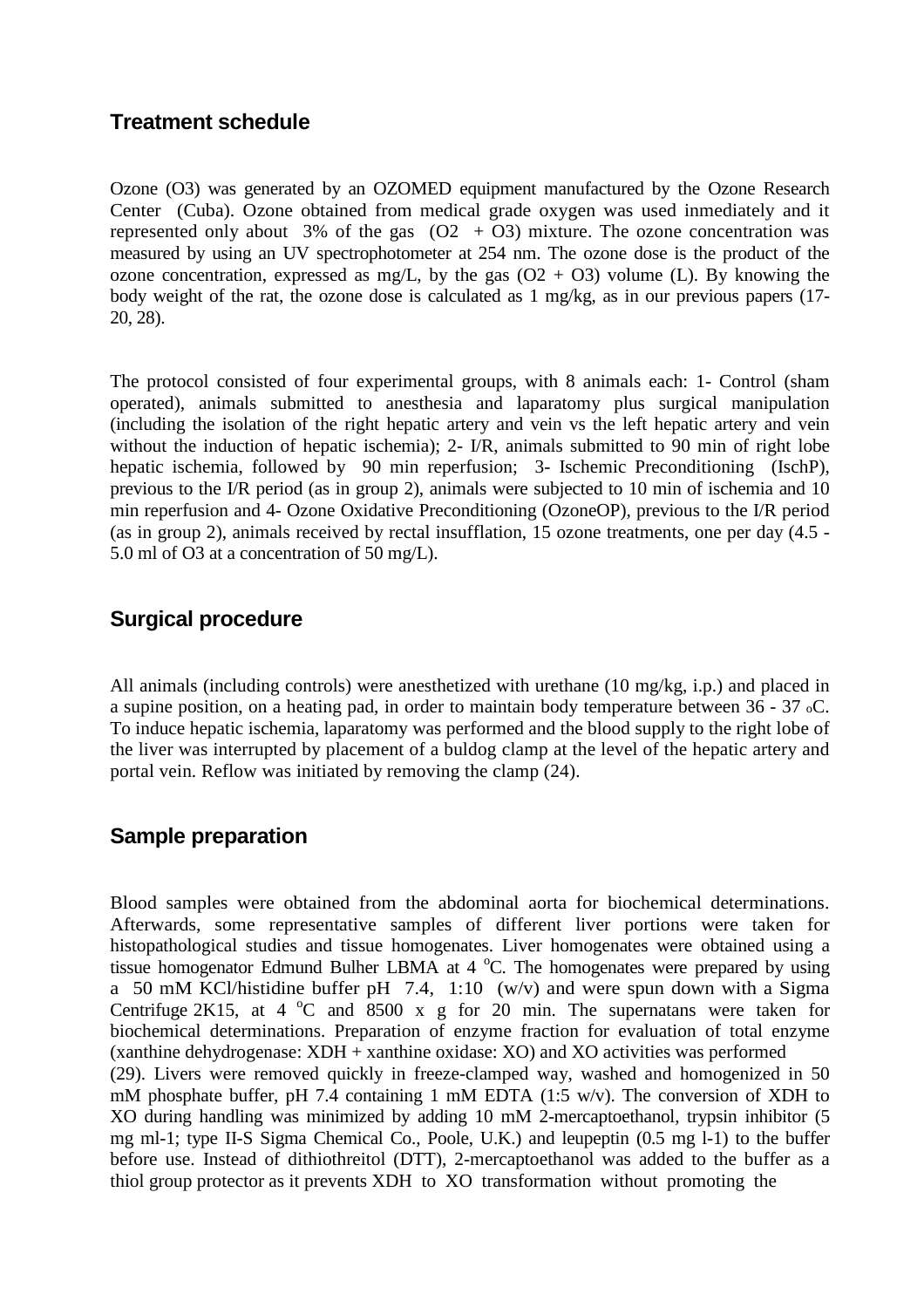## Treatment schedule

Ozone ($O_3$) was generated by an OZOMED equipment manufactured by the Ozone Research Center (Cuba). Ozone obtained from medical grade oxygen was used inmediately and it represented only about 3% of the gas ($O_2$ + $O_3$) mixture. The ozone concentration was measured by using an UV spectrophotometer at 254 nm. The ozone dose is the product of the ozone concentration, expressed as mg/L, by the gas ($O_2$ + $O_3$) volume (L). By knowing the body weight of the rat, the ozone dose is calculated as 1 mg/kg, as in our previous papers (17-20, 28).

The protocol consisted of four experimental groups, with 8 animals each: 1- Control (sham operated), animals submitted to anesthesia and laparatomy plus surgical manipulation (including the isolation of the right hepatic artery and vein vs the left hepatic artery and vein without the induction of hepatic ischemia); 2- I/R, animals submitted to 90 min of right lobe hepatic ischemia, followed by 90 min reperfusion; 3- Ischemic Preconditioning (IschP), previous to the I/R period (as in group 2), animals were subjected to 10 min of ischemia and 10 min reperfusion and 4- Ozone Oxidative Preconditioning (OzoneOP), previous to the I/R period (as in group 2), animals received by rectal insufflation, 15 ozone treatments, one per day (4.5 - 5.0 ml of $O_3$ at a concentration of 50 mg/L).

## Surgical procedure

All animals (including controls) were anesthetized with urethane (10 mg/kg, i.p.) and placed in a supine position, on a heating pad, in order to maintain body temperature between 36 - 37 $^{o}$C. To induce hepatic ischemia, laparatomy was performed and the blood supply to the right lobe of the liver was interrupted by placement of a buldog clamp at the level of the hepatic artery and portal vein. Reflow was initiated by removing the clamp (24).

## Sample preparation

Blood samples were obtained from the abdominal aorta for biochemical determinations. Afterwards, some representative samples of different liver portions were taken for histopathological studies and tissue homogenates. Liver homogenates were obtained using a tissue homogenator Edmund Bulher LBMA at 4 $^{o}$C. The homogenates were prepared by using a 50 mM KCl/histidine buffer pH 7.4, 1:10 (w/v) and were spun down with a Sigma Centrifuge 2K15, at 4 $^{o}$C and 8500 x g for 20 min. The supernatans were taken for biochemical determinations. Preparation of enzyme fraction for evaluation of total enzyme (xanthine dehydrogenase: XDH + xanthine oxidase: XO) and XO activities was performed (29). Livers were removed quickly in freeze-clamped way, washed and homogenized in 50 mM phosphate buffer, pH 7.4 containing 1 mM EDTA (1:5 w/v). The conversion of XDH to XO during handling was minimized by adding 10 mM 2-mercaptoethanol, trypsin inhibitor (5 mg ml-1; type II-S Sigma Chemical Co., Poole, U.K.) and leupeptin (0.5 mg l-1) to the buffer before use. Instead of dithiothreitol (DTT), 2-mercaptoethanol was added to the buffer as a thiol group protector as it prevents XDH to XO transformation without promoting the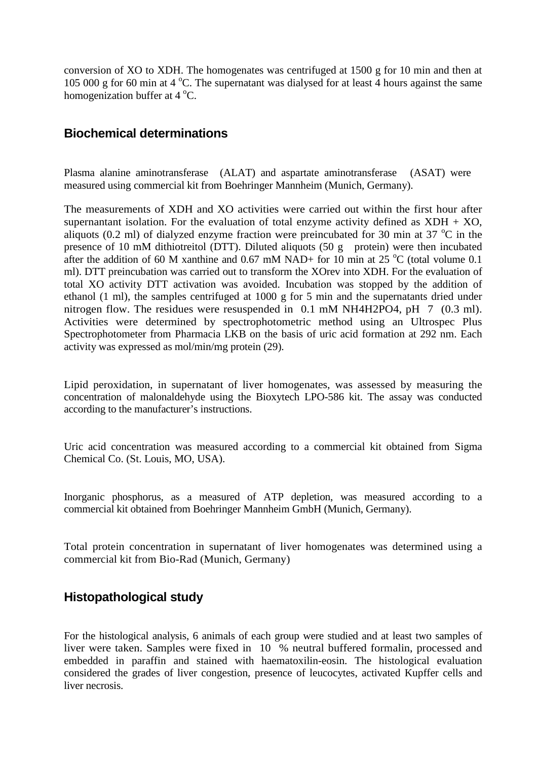conversion of XO to XDH. The homogenates was centrifuged at 1500 g for 10 min and then at 105 000 g for 60 min at 4 °C. The supernatant was dialysed for at least 4 hours against the same homogenization buffer at 4 °C.

## Biochemical determinations

Plasma alanine aminotransferase (ALAT) and aspartate aminotransferase (ASAT) were measured using commercial kit from Boehringer Mannheim (Munich, Germany).

The measurements of XDH and XO activities were carried out within the first hour after supernantant isolation. For the evaluation of total enzyme activity defined as XDH + XO, aliquots (0.2 ml) of dialyzed enzyme fraction were preincubated for 30 min at 37 °C in the presence of 10 mM dithiotreitol (DTT). Diluted aliquots (50 g  protein) were then incubated after the addition of 60 M xanthine and 0.67 mM NAD+ for 10 min at 25 °C (total volume 0.1 ml). DTT preincubation was carried out to transform the XOrev into XDH. For the evaluation of total XO activity DTT activation was avoided. Incubation was stopped by the addition of ethanol (1 ml), the samples centrifuged at 1000 g for 5 min and the supernatants dried under nitrogen flow. The residues were resuspended in 0.1 mM $NH_4H_2PO_4$, pH 7 (0.3 ml). Activities were determined by spectrophotometric method using an Ultrospec Plus Spectrophotometer from Pharmacia LKB on the basis of uric acid formation at 292 nm. Each activity was expressed as mol/min/mg protein (29).

Lipid peroxidation, in supernatant of liver homogenates, was assessed by measuring the concentration of malonaldehyde using the Bioxytech LPO-586 kit. The assay was conducted according to the manufacturer's instructions.

Uric acid concentration was measured according to a commercial kit obtained from Sigma Chemical Co. (St. Louis, MO, USA).

Inorganic phosphorus, as a measured of ATP depletion, was measured according to a commercial kit obtained from Boehringer Mannheim GmbH (Munich, Germany).

Total protein concentration in supernatant of liver homogenates was determined using a commercial kit from Bio-Rad (Munich, Germany)

## Histopathological study

For the histological analysis, 6 animals of each group were studied and at least two samples of liver were taken. Samples were fixed in 10 % neutral buffered formalin, processed and embedded in paraffin and stained with haematoxilin-eosin. The histological evaluation considered the grades of liver congestion, presence of leucocytes, activated Kupffer cells and liver necrosis.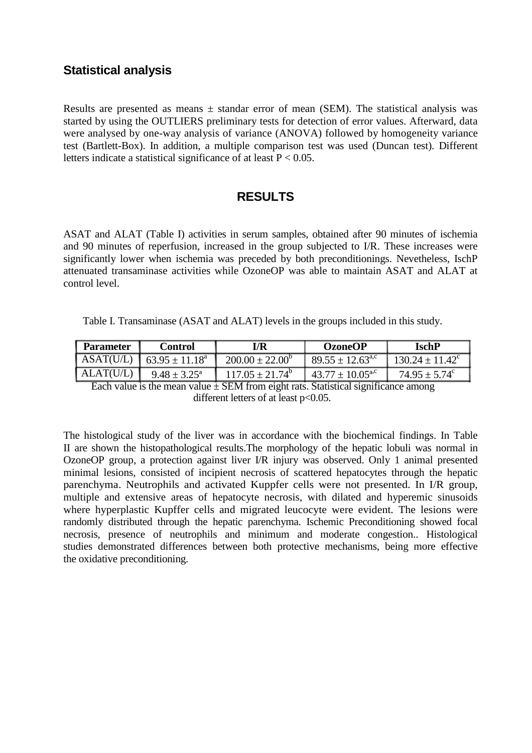## Statistical analysis

Results are presented as means ± standar error of mean (SEM). The statistical analysis was started by using the OUTLIERS preliminary tests for detection of error values. Afterward, data were analysed by one-way analysis of variance (ANOVA) followed by homogeneity variance test (Bartlett-Box). In addition, a multiple comparison test was used (Duncan test). Different letters indicate a statistical significance of at least $P < 0.05$.

## RESULTS

ASAT and ALAT (Table I) activities in serum samples, obtained after 90 minutes of ischemia and 90 minutes of reperfusion, increased in the group subjected to I/R. These increases were significantly lower when ischemia was preceded by both preconditionings. Nevetheless, IschP attenuated transaminase activities while OzoneOP was able to maintain ASAT and ALAT at control level.

Table I. Transaminase (ASAT and ALAT) levels in the groups included in this study.

| Parameter | Control | I/R | OzoneOP | IschP |
|---|---|---|---|---|
| ASAT(U/L) | $63.95 \pm 11.18^{a}$ | $200.00 \pm 22.00^{b}$ | $89.55 \pm 12.63^{a,c}$ | $130.24 \pm 11.42^{c}$ |
| ALAT(U/L) | $9.48 \pm 3.25^{a}$ | $117.05 \pm 21.74^{b}$ | $43.77 \pm 10.05^{a,c}$ | $74.95 \pm 5.74^{c}$ |

Each value is the mean value ± SEM from eight rats. Statistical significance among different letters of at least $p<0.05$.

The histological study of the liver was in accordance with the biochemical findings. In Table II are shown the histopathological results.The morphology of the hepatic lobuli was normal in OzoneOP group, a protection against liver I/R injury was observed. Only 1 animal presented minimal lesions, consisted of incipient necrosis of scattered hepatocytes through the hepatic parenchyma. Neutrophils and activated Kuppfer cells were not presented. In I/R group, multiple and extensive areas of hepatocyte necrosis, with dilated and hyperemic sinusoids where hyperplastic Kupffer cells and migrated leucocyte were evident. The lesions were randomly distributed through the hepatic parenchyma. Ischemic Preconditioning showed focal necrosis, presence of neutrophils and minimum and moderate congestion.. Histological studies demonstrated differences between both protective mechanisms, being more effective the oxidative preconditioning.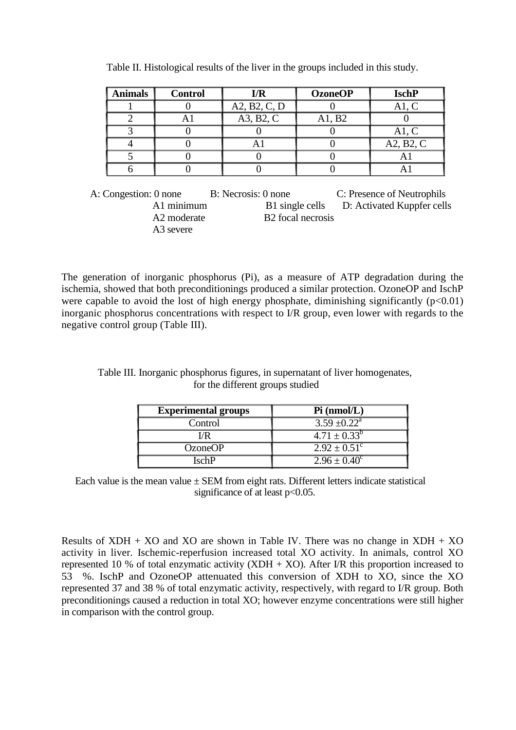Table II. Histological results of the liver in the groups included in this study.

| Animals | Control | I/R | OzoneOP | IschP |
|---|---|---|---|---|
| 1 | 0 | A2, B2, C, D | 0 | A1, C |
| 2 | A1 | A3, B2, C | A1, B2 | 0 |
| 3 | 0 | 0 | 0 | A1, C |
| 4 | 0 | A1 | 0 | A2, B2, C |
| 5 | 0 | 0 | 0 | A1 |
| 6 | 0 | 0 | 0 | A1 |

A: Congestion: 0 none
A1 minimum
A2 moderate
A3 severe

B: Necrosis: 0 none
B1 single cells
B2 focal necrosis

C: Presence of Neutrophils

D: Activated Kupffer cells

The generation of inorganic phosphorus (Pi), as a measure of ATP degradation during the ischemia, showed that both preconditionings produced a similar protection. OzoneOP and IschP were capable to avoid the lost of high energy phosphate, diminishing significantly ($p<0.01$) inorganic phosphorus concentrations with respect to I/R group, even lower with regards to the negative control group (Table III).

Table III. Inorganic phosphorus figures, in supernatant of liver homogenates, for the different groups studied

| Experimental groups | Pi (nmol/L) |
|---|---|
| Control | $3.59 \pm 0.22^{a}$ |
| I/R | $4.71 \pm 0.33^{b}$ |
| OzoneOP | $2.92 \pm 0.51^{c}$ |
| IschP | $2.96 \pm 0.40^{c}$ |

Each value is the mean value ± SEM from eight rats. Different letters indicate statistical significance of at least $p<0.05$.

Results of XDH + XO and XO are shown in Table IV. There was no change in XDH + XO activity in liver. Ischemic-reperfusion increased total XO activity. In animals, control XO represented 10 % of total enzymatic activity (XDH + XO). After I/R this proportion increased to 53 %. IschP and OzoneOP attenuated this conversion of XDH to XO, since the XO represented 37 and 38 % of total enzymatic activity, respectively, with regard to I/R group. Both preconditionings caused a reduction in total XO; however enzyme concentrations were still higher in comparison with the control group.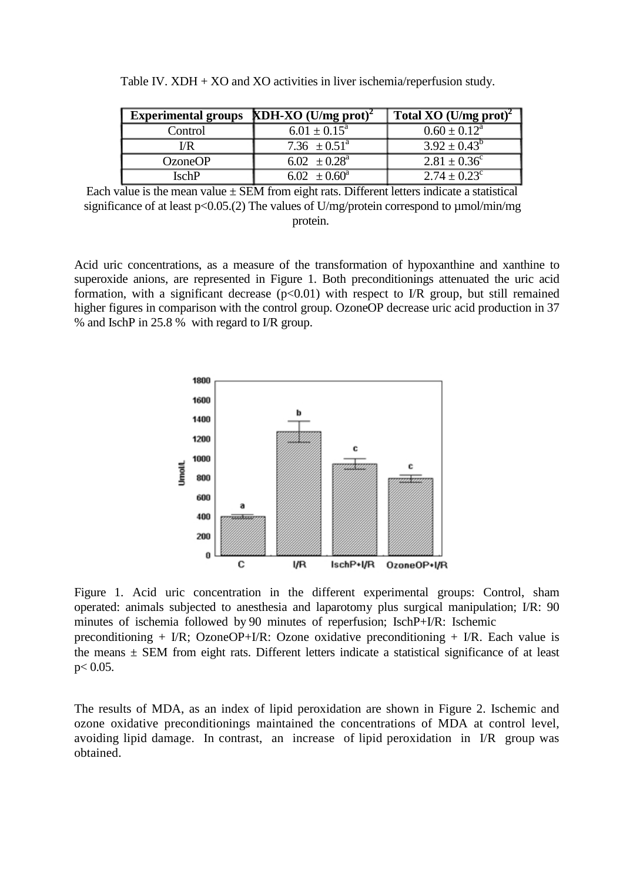Table IV. XDH + XO and XO activities in liver ischemia/reperfusion study.

| Experimental groups | XDH-XO (U/mg prot)[2] | Total XO (U/mg prot)[2] |
|---|---|---|
| Control | $6.01 \pm 0.15^a$ | $0.60 \pm 0.12^a$ |
| I/R | $7.36 \pm 0.51^a$ | $3.92 \pm 0.43^b$ |
| OzoneOP | $6.02 \pm 0.28^a$ | $2.81 \pm 0.36^c$ |
| IschP | $6.02 \pm 0.60^a$ | $2.74 \pm 0.23^c$ |

Each value is the mean value ± SEM from eight rats. Different letters indicate a statistical significance of at least $p<0.05$.(2) The values of U/mg/protein correspond to µmol/min/mg protein.

Acid uric concentrations, as a measure of the transformation of hypoxanthine and xanthine to superoxide anions, are represented in Figure 1. Both preconditionings attenuated the uric acid formation, with a significant decrease ($p<0.01$) with respect to I/R group, but still remained higher figures in comparison with the control group. OzoneOP decrease uric acid production in 37 % and IschP in 25.8 % with regard to I/R group.

Figure 1. Acid uric concentration in the different experimental groups: Control, sham operated: animals subjected to anesthesia and laparotomy plus surgical manipulation; I/R: 90 minutes of ischemia followed by 90 minutes of reperfusion; IschP+I/R: Ischemic preconditioning + I/R; OzoneOP+I/R: Ozone oxidative preconditioning + I/R. Each value is the means ± SEM from eight rats. Different letters indicate a statistical significance of at least $p< 0.05$.

The results of MDA, as an index of lipid peroxidation are shown in Figure 2. Ischemic and ozone oxidative preconditionings maintained the concentrations of MDA at control level, avoiding lipid damage. In contrast, an increase of lipid peroxidation in I/R group was obtained.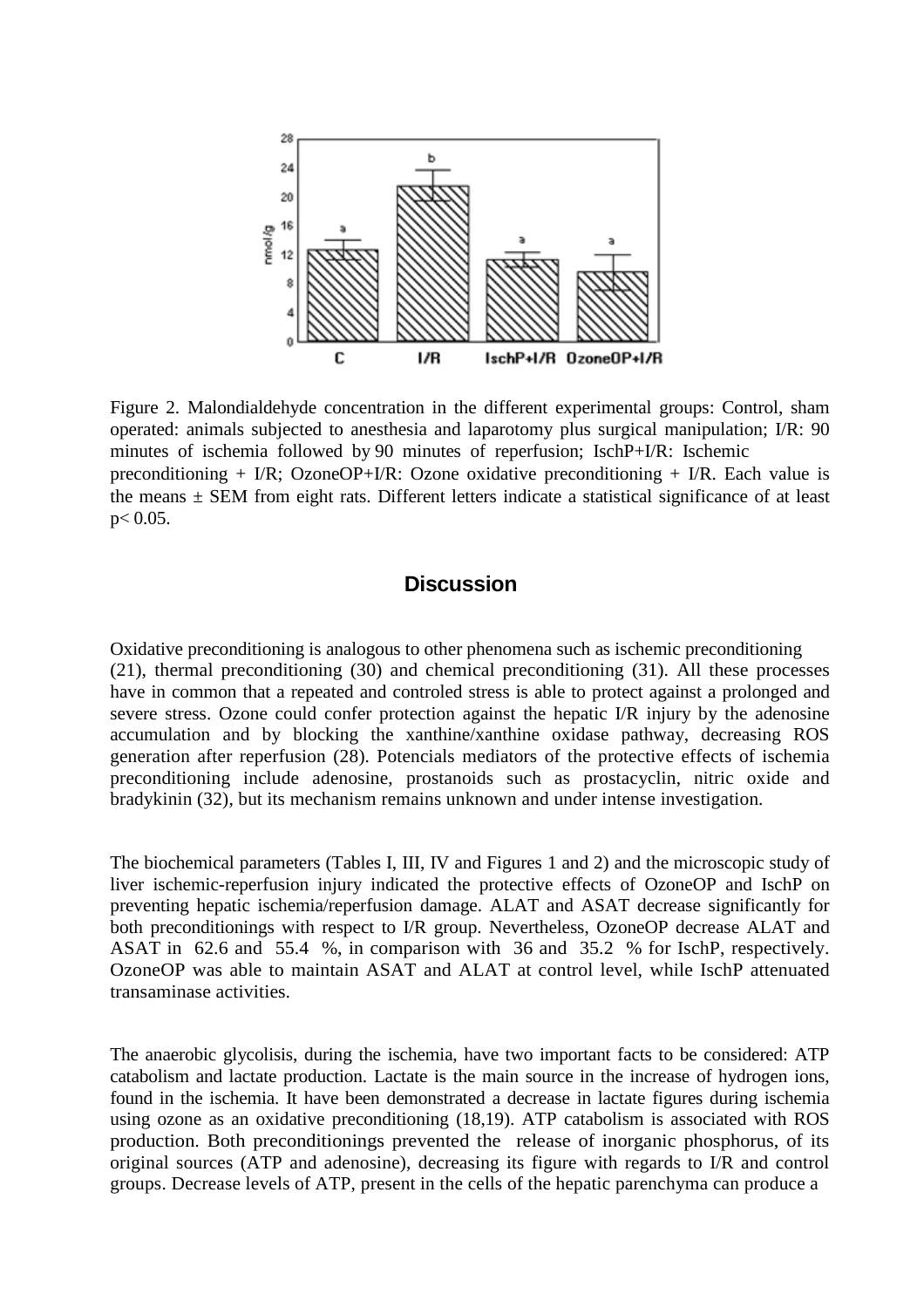Figure 2. Malondialdehyde concentration in the different experimental groups: Control, sham operated: animals subjected to anesthesia and laparotomy plus surgical manipulation; I/R: 90 minutes of ischemia followed by 90 minutes of reperfusion; IschP+I/R: Ischemic preconditioning + I/R; OzoneOP+I/R: Ozone oxidative preconditioning + I/R. Each value is the means ± SEM from eight rats. Different letters indicate a statistical significance of at least $p < 0.05$.

## Discussion

Oxidative preconditioning is analogous to other phenomena such as ischemic preconditioning (21), thermal preconditioning (30) and chemical preconditioning (31). All these processes have in common that a repeated and controled stress is able to protect against a prolonged and severe stress. Ozone could confer protection against the hepatic I/R injury by the adenosine accumulation and by blocking the xanthine/xanthine oxidase pathway, decreasing ROS generation after reperfusion (28). Potencials mediators of the protective effects of ischemia preconditioning include adenosine, prostanoids such as prostacyclin, nitric oxide and bradykinin (32), but its mechanism remains unknown and under intense investigation.

The biochemical parameters (Tables I, III, IV and Figures 1 and 2) and the microscopic study of liver ischemic-reperfusion injury indicated the protective effects of OzoneOP and IschP on preventing hepatic ischemia/reperfusion damage. ALAT and ASAT decrease significantly for both preconditionings with respect to I/R group. Nevertheless, OzoneOP decrease ALAT and ASAT in 62.6 and 55.4 %, in comparison with 36 and 35.2 % for IschP, respectively. OzoneOP was able to maintain ASAT and ALAT at control level, while IschP attenuated transaminase activities.

The anaerobic glycolisis, during the ischemia, have two important facts to be considered: ATP catabolism and lactate production. Lactate is the main source in the increase of hydrogen ions, found in the ischemia. It have been demonstrated a decrease in lactate figures during ischemia using ozone as an oxidative preconditioning (18,19). ATP catabolism is associated with ROS production. Both preconditionings prevented the release of inorganic phosphorus, of its original sources (ATP and adenosine), decreasing its figure with regards to I/R and control groups. Decrease levels of ATP, present in the cells of the hepatic parenchyma can produce a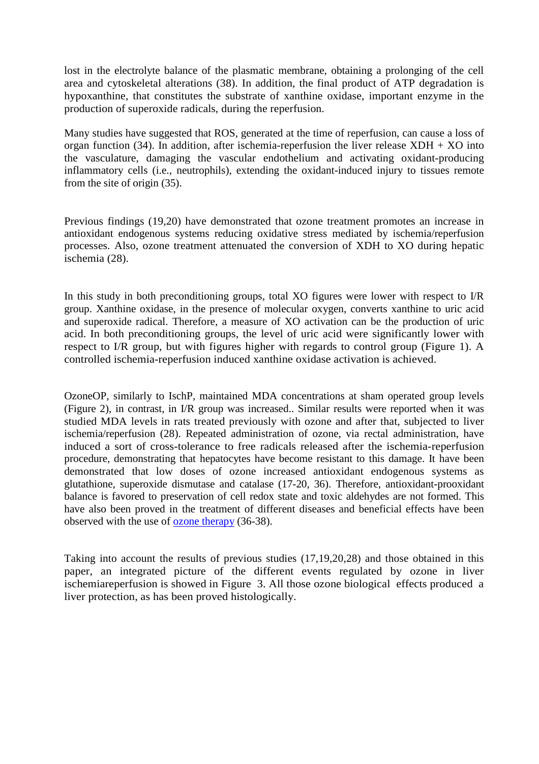lost in the electrolyte balance of the plasmatic membrane, obtaining a prolonging of the cell area and cytoskeletal alterations (38). In addition, the final product of ATP degradation is hypoxanthine, that constitutes the substrate of xanthine oxidase, important enzyme in the production of superoxide radicals, during the reperfusion.

Many studies have suggested that ROS, generated at the time of reperfusion, can cause a loss of organ function (34). In addition, after ischemia-reperfusion the liver release XDH + XO into the vasculature, damaging the vascular endothelium and activating oxidant-producing inflammatory cells (i.e., neutrophils), extending the oxidant-induced injury to tissues remote from the site of origin (35).

Previous findings (19,20) have demonstrated that ozone treatment promotes an increase in antioxidant endogenous systems reducing oxidative stress mediated by ischemia/reperfusion processes. Also, ozone treatment attenuated the conversion of XDH to XO during hepatic ischemia (28).

In this study in both preconditioning groups, total XO figures were lower with respect to I/R group. Xanthine oxidase, in the presence of molecular oxygen, converts xanthine to uric acid and superoxide radical. Therefore, a measure of XO activation can be the production of uric acid. In both preconditioning groups, the level of uric acid were significantly lower with respect to I/R group, but with figures higher with regards to control group (Figure 1). A controlled ischemia-reperfusion induced xanthine oxidase activation is achieved.

OzoneOP, similarly to IschP, maintained MDA concentrations at sham operated group levels (Figure 2), in contrast, in I/R group was increased.. Similar results were reported when it was studied MDA levels in rats treated previously with ozone and after that, subjected to liver ischemia/reperfusion (28). Repeated administration of ozone, via rectal administration, have induced a sort of cross-tolerance to free radicals released after the ischemia-reperfusion procedure, demonstrating that hepatocytes have become resistant to this damage. It have been demonstrated that low doses of ozone increased antioxidant endogenous systems as glutathione, superoxide dismutase and catalase (17-20, 36). Therefore, antioxidant-prooxidant balance is favored to preservation of cell redox state and toxic aldehydes are not formed. This have also been proved in the treatment of different diseases and beneficial effects have been observed with the use of ozone therapy (36-38).

Taking into account the results of previous studies (17,19,20,28) and those obtained in this paper, an integrated picture of the different events regulated by ozone in liver ischemiareperfusion is showed in Figure 3. All those ozone biological effects produced a liver protection, as has been proved histologically.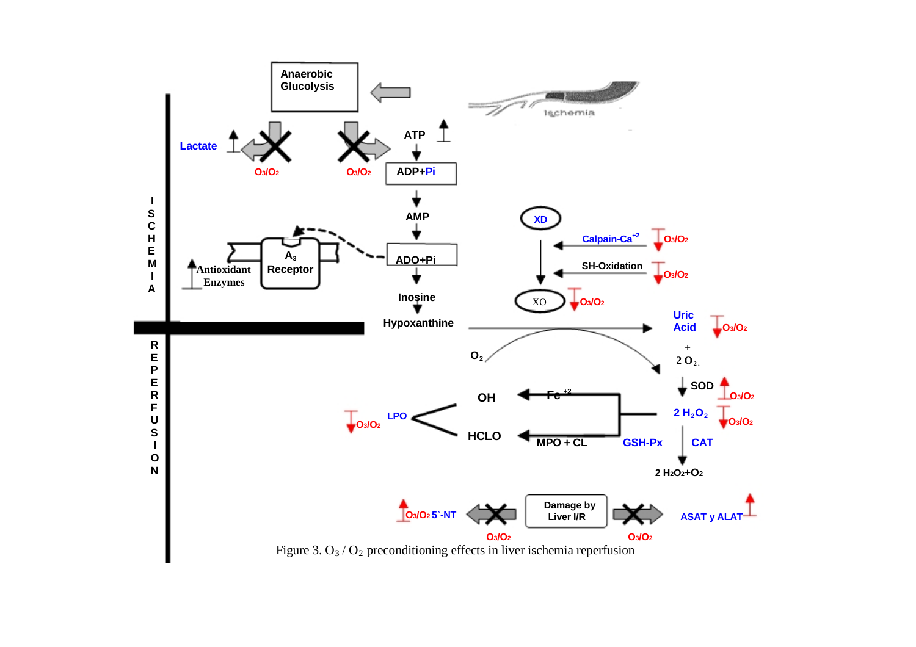Figure 3. $O_3$ / $O_2$ preconditioning effects in liver ischemia reperfusion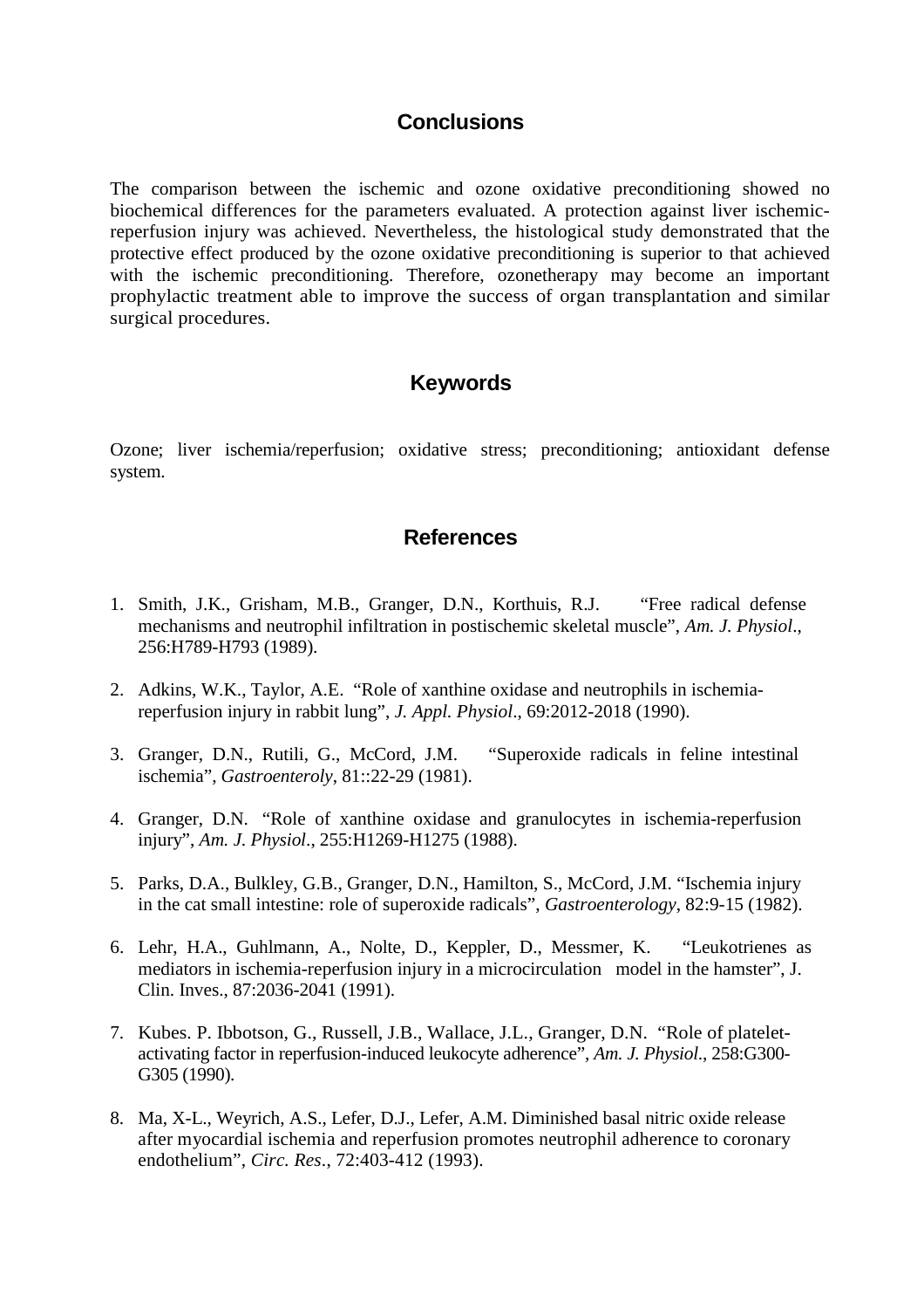## Conclusions

The comparison between the ischemic and ozone oxidative preconditioning showed no biochemical differences for the parameters evaluated. A protection against liver ischemic-reperfusion injury was achieved. Nevertheless, the histological study demonstrated that the protective effect produced by the ozone oxidative preconditioning is superior to that achieved with the ischemic preconditioning. Therefore, ozonetherapy may become an important prophylactic treatment able to improve the success of organ transplantation and similar surgical procedures.

## Keywords

Ozone; liver ischemia/reperfusion; oxidative stress; preconditioning; antioxidant defense system.

## References

1. Smith, J.K., Grisham, M.B., Granger, D.N., Korthuis, R.J. "Free radical defense mechanisms and neutrophil infiltration in postischemic skeletal muscle", *Am. J. Physiol*., 256:H789-H793 (1989).

2. Adkins, W.K., Taylor, A.E. "Role of xanthine oxidase and neutrophils in ischemia-reperfusion injury in rabbit lung", *J. Appl. Physiol*., 69:2012-2018 (1990).

3. Granger, D.N., Rutili, G., McCord, J.M. "Superoxide radicals in feline intestinal ischemia", *Gastroenteroly*, 81::22-29 (1981).

4. Granger, D.N. "Role of xanthine oxidase and granulocytes in ischemia-reperfusion injury", *Am. J. Physiol*., 255:H1269-H1275 (1988).

5. Parks, D.A., Bulkley, G.B., Granger, D.N., Hamilton, S., McCord, J.M. "Ischemia injury in the cat small intestine: role of superoxide radicals", *Gastroenterology*, 82:9-15 (1982).

6. Lehr, H.A., Guhlmann, A., Nolte, D., Keppler, D., Messmer, K. "Leukotrienes as mediators in ischemia-reperfusion injury in a microcirculation model in the hamster", J. Clin. Inves., 87:2036-2041 (1991).

7. Kubes. P. Ibbotson, G., Russell, J.B., Wallace, J.L., Granger, D.N. "Role of platelet-activating factor in reperfusion-induced leukocyte adherence", *Am. J. Physiol*., 258:G300-G305 (1990).

8. Ma, X-L., Weyrich, A.S., Lefer, D.J., Lefer, A.M. Diminished basal nitric oxide release after myocardial ischemia and reperfusion promotes neutrophil adherence to coronary endothelium", *Circ. Res*., 72:403-412 (1993).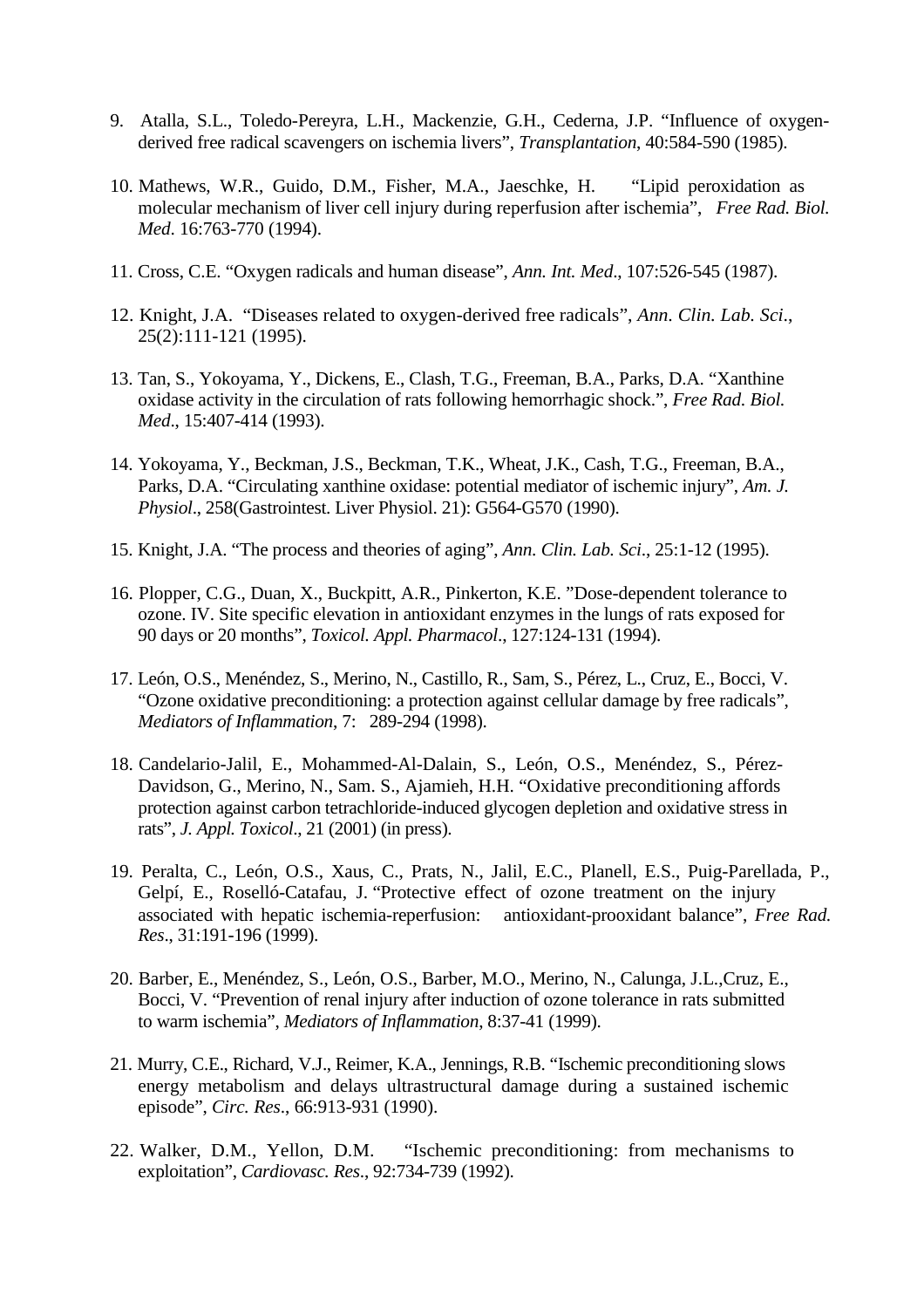9. Atalla, S.L., Toledo-Pereyra, L.H., Mackenzie, G.H., Cederna, J.P. "Influence of oxygen-derived free radical scavengers on ischemia livers", *Transplantation*, 40:584-590 (1985).

10. Mathews, W.R., Guido, D.M., Fisher, M.A., Jaeschke, H. "Lipid peroxidation as molecular mechanism of liver cell injury during reperfusion after ischemia", *Free Rad. Biol. Med*. 16:763-770 (1994).

11. Cross, C.E. "Oxygen radicals and human disease", *Ann. Int. Med*., 107:526-545 (1987).

12. Knight, J.A. "Diseases related to oxygen-derived free radicals", *Ann. Clin. Lab. Sci*., 25(2):111-121 (1995).

13. Tan, S., Yokoyama, Y., Dickens, E., Clash, T.G., Freeman, B.A., Parks, D.A. "Xanthine oxidase activity in the circulation of rats following hemorrhagic shock.", *Free Rad. Biol. Med*., 15:407-414 (1993).

14. Yokoyama, Y., Beckman, J.S., Beckman, T.K., Wheat, J.K., Cash, T.G., Freeman, B.A., Parks, D.A. "Circulating xanthine oxidase: potential mediator of ischemic injury", *Am. J. Physiol*., 258(Gastrointest. Liver Physiol. 21): G564-G570 (1990).

15. Knight, J.A. "The process and theories of aging", *Ann. Clin. Lab. Sci*., 25:1-12 (1995).

16. Plopper, C.G., Duan, X., Buckpitt, A.R., Pinkerton, K.E. "Dose-dependent tolerance to ozone. IV. Site specific elevation in antioxidant enzymes in the lungs of rats exposed for 90 days or 20 months", *Toxicol. Appl. Pharmacol*., 127:124-131 (1994).

17. León, O.S., Menéndez, S., Merino, N., Castillo, R., Sam, S., Pérez, L., Cruz, E., Bocci, V. "Ozone oxidative preconditioning: a protection against cellular damage by free radicals", *Mediators of Inflammation*, 7: 289-294 (1998).

18. Candelario-Jalil, E., Mohammed-Al-Dalain, S., León, O.S., Menéndez, S., Pérez-Davidson, G., Merino, N., Sam. S., Ajamieh, H.H. "Oxidative preconditioning affords protection against carbon tetrachloride-induced glycogen depletion and oxidative stress in rats", *J. Appl. Toxicol*., 21 (2001) (in press).

19. Peralta, C., León, O.S., Xaus, C., Prats, N., Jalil, E.C., Planell, E.S., Puig-Parellada, P., Gelpí, E., Roselló-Catafau, J. "Protective effect of ozone treatment on the injury associated with hepatic ischemia-reperfusion: antioxidant-prooxidant balance", *Free Rad. Res*., 31:191-196 (1999).

20. Barber, E., Menéndez, S., León, O.S., Barber, M.O., Merino, N., Calunga, J.L.,Cruz, E., Bocci, V. "Prevention of renal injury after induction of ozone tolerance in rats submitted to warm ischemia", *Mediators of Inflammation*, 8:37-41 (1999).

21. Murry, C.E., Richard, V.J., Reimer, K.A., Jennings, R.B. "Ischemic preconditioning slows energy metabolism and delays ultrastructural damage during a sustained ischemic episode", *Circ. Res*., 66:913-931 (1990).

22. Walker, D.M., Yellon, D.M. "Ischemic preconditioning: from mechanisms to exploitation", *Cardiovasc. Res*., 92:734-739 (1992).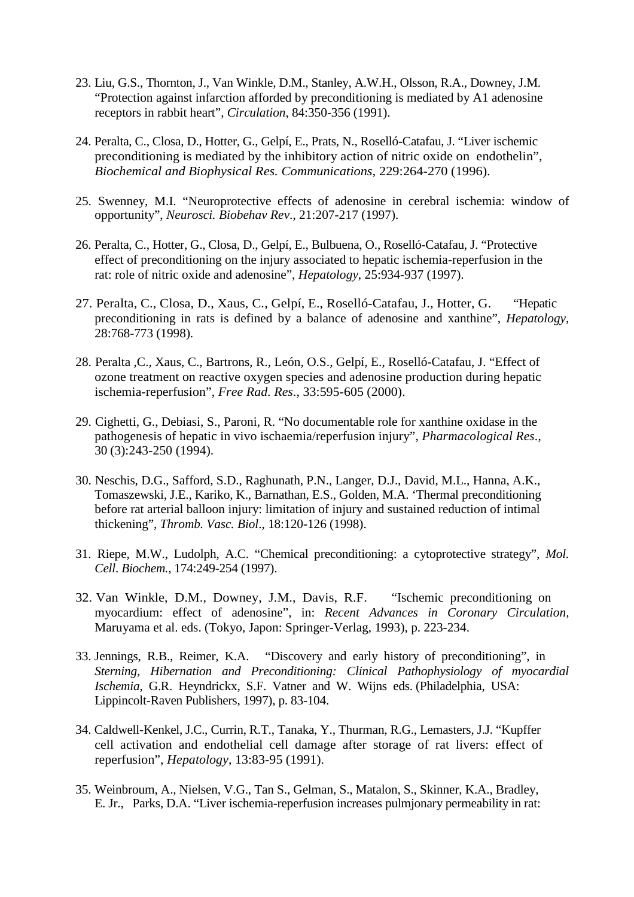23. Liu, G.S., Thornton, J., Van Winkle, D.M., Stanley, A.W.H., Olsson, R.A., Downey, J.M. "Protection against infarction afforded by preconditioning is mediated by A1 adenosine receptors in rabbit heart", *Circulation*, 84:350-356 (1991).

24. Peralta, C., Closa, D., Hotter, G., Gelpí, E., Prats, N., Roselló-Catafau, J. "Liver ischemic preconditioning is mediated by the inhibitory action of nitric oxide on endothelin", *Biochemical and Biophysical Res. Communications*, 229:264-270 (1996).

25. Swenney, M.I. "Neuroprotective effects of adenosine in cerebral ischemia: window of opportunity", *Neurosci. Biobehav Rev*., 21:207-217 (1997).

26. Peralta, C., Hotter, G., Closa, D., Gelpí, E., Bulbuena, O., Roselló-Catafau, J. "Protective effect of preconditioning on the injury associated to hepatic ischemia-reperfusion in the rat: role of nitric oxide and adenosine", *Hepatology*, 25:934-937 (1997).

27. Peralta, C., Closa, D., Xaus, C., Gelpí, E., Roselló-Catafau, J., Hotter, G. "Hepatic preconditioning in rats is defined by a balance of adenosine and xanthine", *Hepatology*, 28:768-773 (1998).

28. Peralta ,C., Xaus, C., Bartrons, R., León, O.S., Gelpí, E., Roselló-Catafau, J. "Effect of ozone treatment on reactive oxygen species and adenosine production during hepatic ischemia-reperfusion", *Free Rad. Res*., 33:595-605 (2000).

29. Cighetti, G., Debiasi, S., Paroni, R. "No documentable role for xanthine oxidase in the pathogenesis of hepatic in vivo ischaemia/reperfusion injury", *Pharmacological Res*., 30 (3):243-250 (1994).

30. Neschis, D.G., Safford, S.D., Raghunath, P.N., Langer, D.J., David, M.L., Hanna, A.K., Tomaszewski, J.E., Kariko, K., Barnathan, E.S., Golden, M.A. 'Thermal preconditioning before rat arterial balloon injury: limitation of injury and sustained reduction of intimal thickening", *Thromb. Vasc. Biol*., 18:120-126 (1998).

31. Riepe, M.W., Ludolph, A.C. "Chemical preconditioning: a cytoprotective strategy", *Mol. Cell. Biochem.*, 174:249-254 (1997).

32. Van Winkle, D.M., Downey, J.M., Davis, R.F. "Ischemic preconditioning on myocardium: effect of adenosine", in: *Recent Advances in Coronary Circulation*, Maruyama et al. eds. (Tokyo, Japon: Springer-Verlag, 1993), p. 223-234.

33. Jennings, R.B., Reimer, K.A. "Discovery and early history of preconditioning", in *Sterning, Hibernation and Preconditioning: Clinical Pathophysiology of myocardial Ischemia*, G.R. Heyndrickx, S.F. Vatner and W. Wijns eds. (Philadelphia, USA: Lippincolt-Raven Publishers, 1997), p. 83-104.

34. Caldwell-Kenkel, J.C., Currin, R.T., Tanaka, Y., Thurman, R.G., Lemasters, J.J. "Kupffer cell activation and endothelial cell damage after storage of rat livers: effect of reperfusion", *Hepatology*, 13:83-95 (1991).

35. Weinbroum, A., Nielsen, V.G., Tan S., Gelman, S., Matalon, S., Skinner, K.A., Bradley, E. Jr., Parks, D.A. "Liver ischemia-reperfusion increases pulmjonary permeability in rat: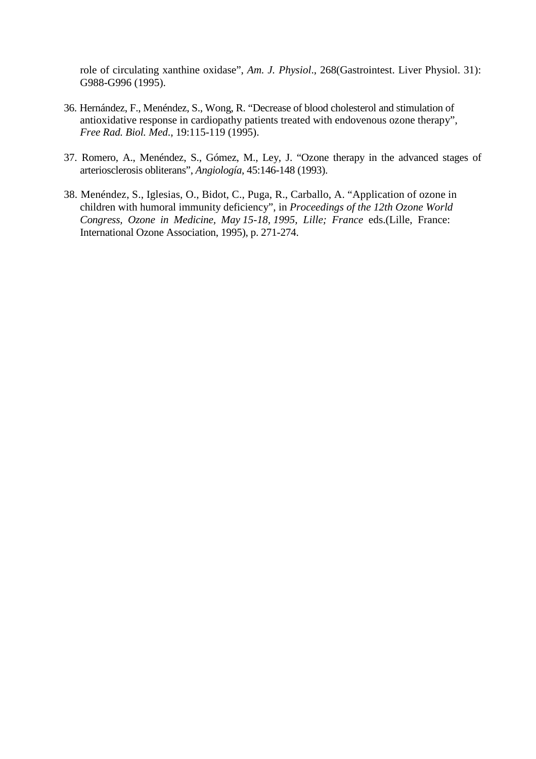role of circulating xanthine oxidase", *Am. J. Physiol*., 268(Gastrointest. Liver Physiol. 31): G988-G996 (1995).

36. Hernández, F., Menéndez, S., Wong, R. "Decrease of blood cholesterol and stimulation of antioxidative response in cardiopathy patients treated with endovenous ozone therapy", *Free Rad. Biol. Med*., 19:115-119 (1995).

37. Romero, A., Menéndez, S., Gómez, M., Ley, J. "Ozone therapy in the advanced stages of arteriosclerosis obliterans", *Angiología*, 45:146-148 (1993).

38. Menéndez, S., Iglesias, O., Bidot, C., Puga, R., Carballo, A. "Application of ozone in children with humoral immunity deficiency", in *Proceedings of the 12th Ozone World Congress, Ozone in Medicine, May 15-18, 1995, Lille; France* eds.(Lille, France: International Ozone Association, 1995), p. 271-274.